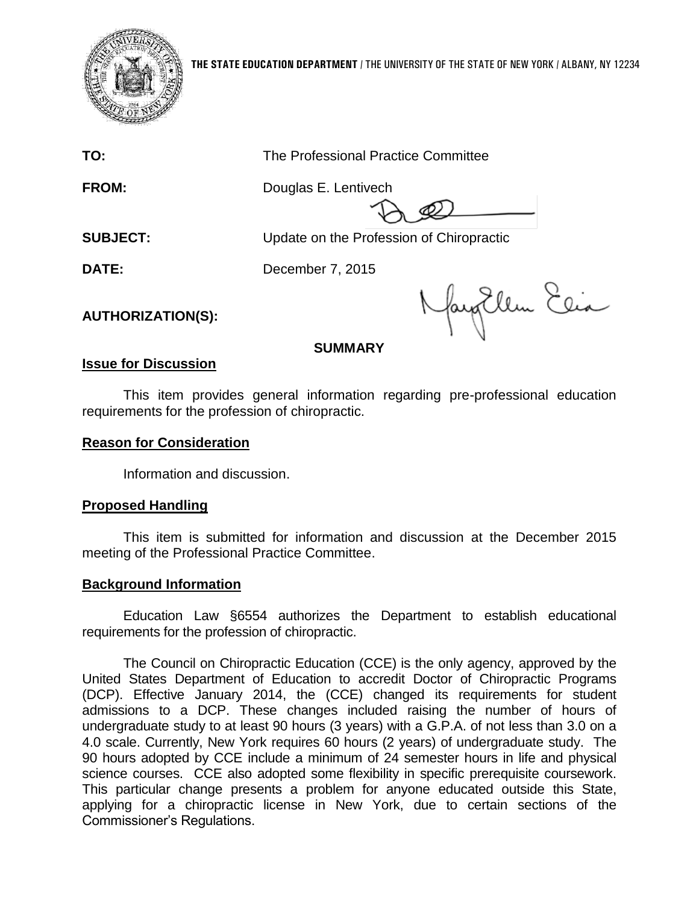THE STATE EDUCATION DEPARTMENT / THE UNIVERSITY OF THE STATE OF NEW YORK / ALBANY, NY 12234

**TO:** The Professional Practice Committee

**FROM:** Douglas E. Lentivech

**SUBJECT:** Update on the Profession of Chiropractic

**DATE:** December 7, 2015

**AUTHORIZATION(S):**

## SUMMARY

**Issue for Discussion**

This item provides general information regarding pre-professional education requirements for the profession of chiropractic.

**Reason for Consideration**

Information and discussion.

**Proposed Handling**

This item is submitted for information and discussion at the December 2015 meeting of the Professional Practice Committee.

**Background Information**

Education Law §6554 authorizes the Department to establish educational requirements for the profession of chiropractic.

The Council on Chiropractic Education (CCE) is the only agency, approved by the United States Department of Education to accredit Doctor of Chiropractic Programs (DCP). Effective January 2014, the (CCE) changed its requirements for student admissions to a DCP. These changes included raising the number of hours of undergraduate study to at least 90 hours (3 years) with a G.P.A. of not less than 3.0 on a 4.0 scale. Currently, New York requires 60 hours (2 years) of undergraduate study. The 90 hours adopted by CCE include a minimum of 24 semester hours in life and physical science courses. CCE also adopted some flexibility in specific prerequisite coursework. This particular change presents a problem for anyone educated outside this State, applying for a chiropractic license in New York, due to certain sections of the Commissioner's Regulations.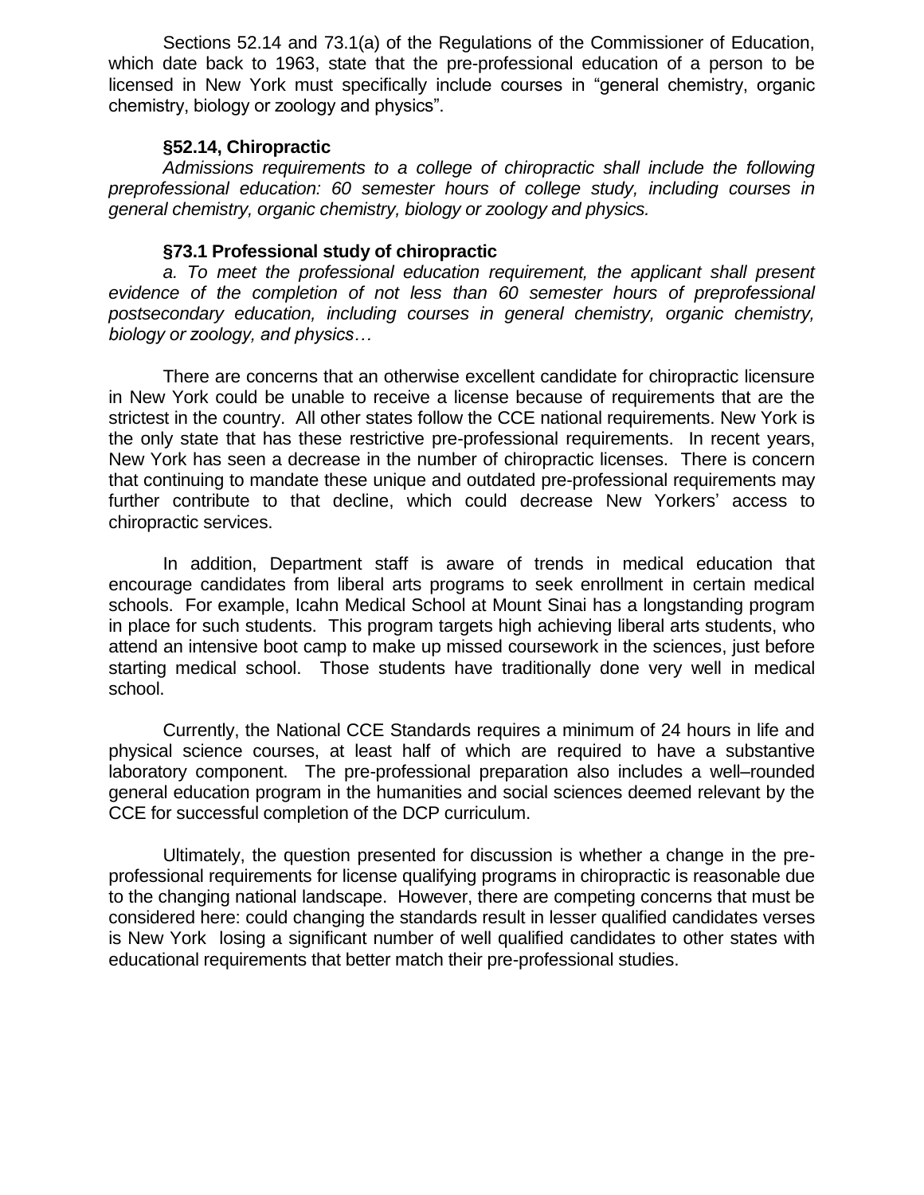Sections 52.14 and 73.1(a) of the Regulations of the Commissioner of Education, which date back to 1963, state that the pre-professional education of a person to be licensed in New York must specifically include courses in "general chemistry, organic chemistry, biology or zoology and physics".

**§52.14, Chiropractic**

*Admissions requirements to a college of chiropractic shall include the following preprofessional education: 60 semester hours of college study, including courses in general chemistry, organic chemistry, biology or zoology and physics.*

**§73.1 Professional study of chiropractic**

*a. To meet the professional education requirement, the applicant shall present evidence of the completion of not less than 60 semester hours of preprofessional postsecondary education, including courses in general chemistry, organic chemistry, biology or zoology, and physics…*

There are concerns that an otherwise excellent candidate for chiropractic licensure in New York could be unable to receive a license because of requirements that are the strictest in the country. All other states follow the CCE national requirements. New York is the only state that has these restrictive pre-professional requirements. In recent years, New York has seen a decrease in the number of chiropractic licenses. There is concern that continuing to mandate these unique and outdated pre-professional requirements may further contribute to that decline, which could decrease New Yorkers' access to chiropractic services.

In addition, Department staff is aware of trends in medical education that encourage candidates from liberal arts programs to seek enrollment in certain medical schools. For example, Icahn Medical School at Mount Sinai has a longstanding program in place for such students. This program targets high achieving liberal arts students, who attend an intensive boot camp to make up missed coursework in the sciences, just before starting medical school. Those students have traditionally done very well in medical school.

Currently, the National CCE Standards requires a minimum of 24 hours in life and physical science courses, at least half of which are required to have a substantive laboratory component. The pre-professional preparation also includes a well–rounded general education program in the humanities and social sciences deemed relevant by the CCE for successful completion of the DCP curriculum.

Ultimately, the question presented for discussion is whether a change in the pre-professional requirements for license qualifying programs in chiropractic is reasonable due to the changing national landscape. However, there are competing concerns that must be considered here: could changing the standards result in lesser qualified candidates verses is New York losing a significant number of well qualified candidates to other states with educational requirements that better match their pre-professional studies.